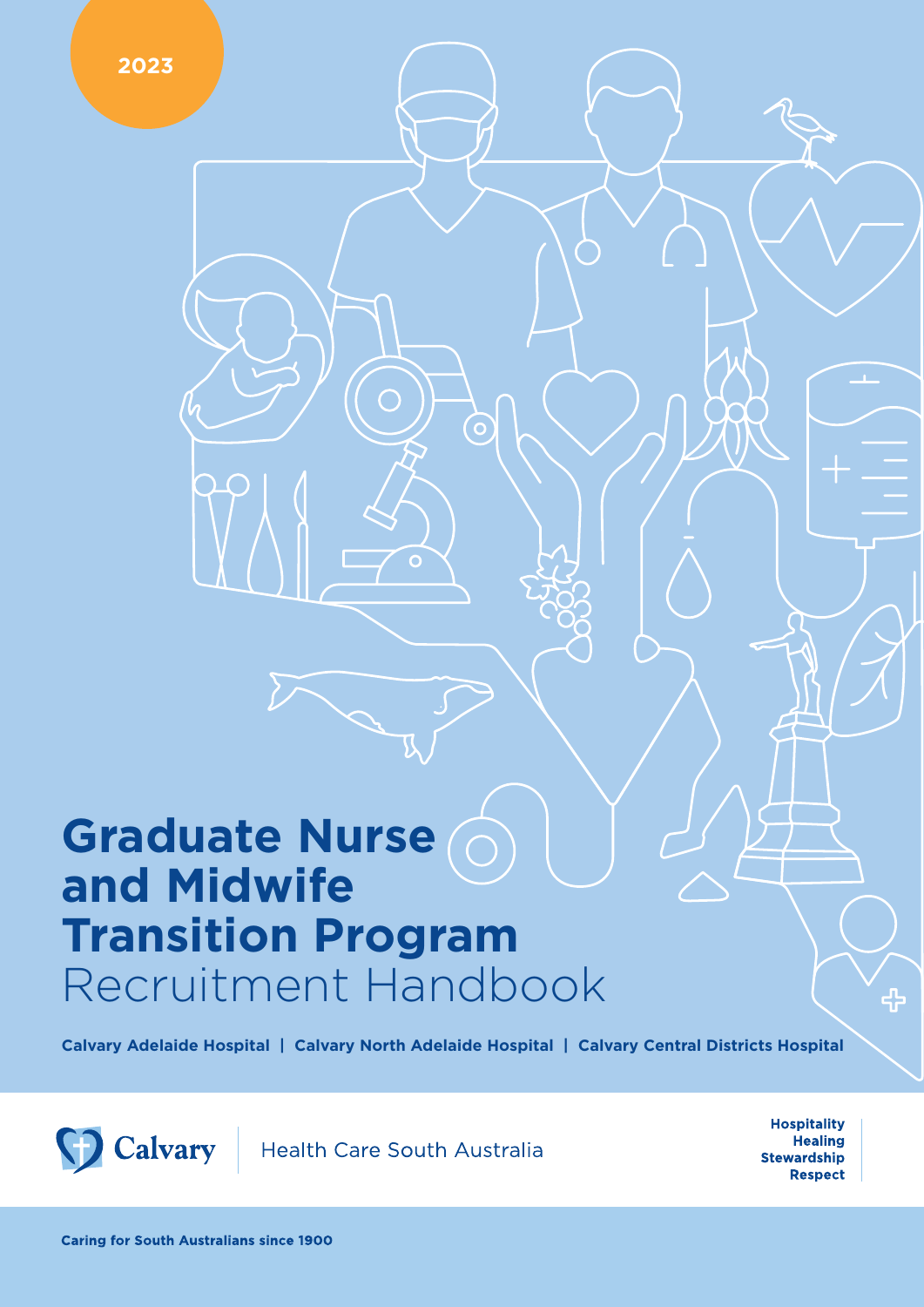2023

# Graduate Nurse and Midwife Transition Program

Recruitment Handbook

**Calvary Adelaide Hospital | Calvary North Adelaide Hospital | Calvary Central Districts Hospital**

Calvary | Health Care South Australia

**Hospitality**
**Healing**
**Stewardship**
**Respect**

**Caring for South Australians since 1900**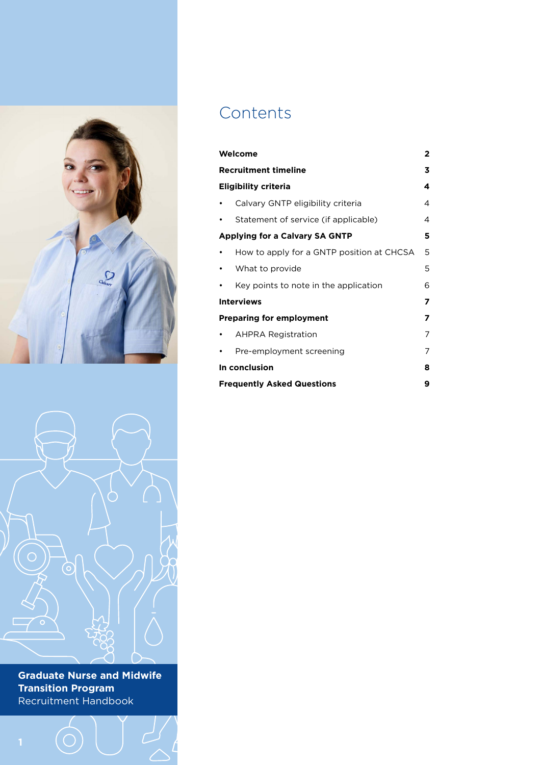**Graduate Nurse and Midwife Transition Program**
Recruitment Handbook

# Contents

| | |
|---|---|
| **Welcome** | **2** |
| **Recruitment timeline** | **3** |
| **Eligibility criteria** | **4** |
| • Calvary GNTP eligibility criteria | 4 |
| • Statement of service (if applicable) | 4 |
| **Applying for a Calvary SA GNTP** | **5** |
| • How to apply for a GNTP position at CHCSA | 5 |
| • What to provide | 5 |
| • Key points to note in the application | 6 |
| **Interviews** | **7** |
| **Preparing for employment** | **7** |
| • AHPRA Registration | 7 |
| • Pre-employment screening | 7 |
| **In conclusion** | **8** |
| **Frequently Asked Questions** | **9** |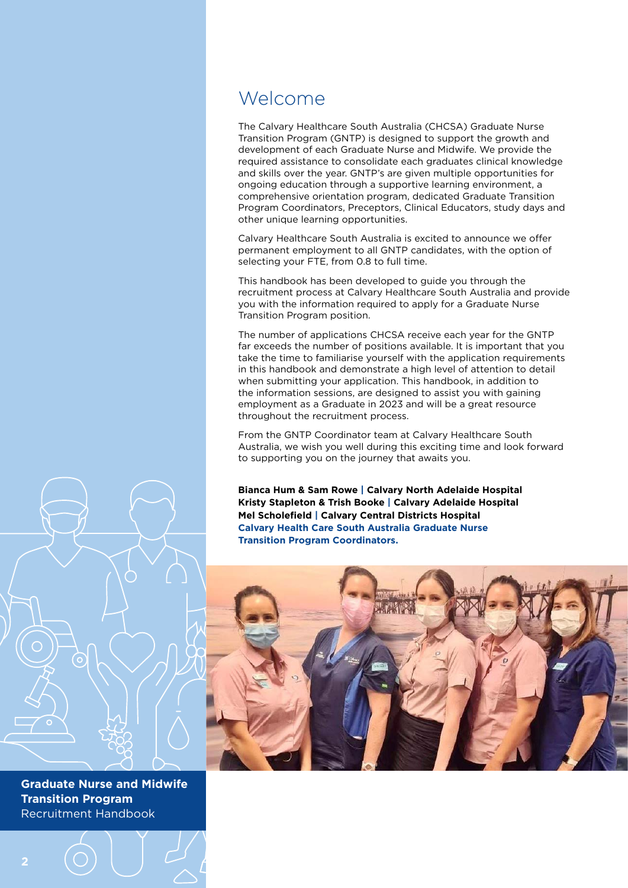# Welcome

The Calvary Healthcare South Australia (CHCSA) Graduate Nurse Transition Program (GNTP) is designed to support the growth and development of each Graduate Nurse and Midwife. We provide the required assistance to consolidate each graduates clinical knowledge and skills over the year. GNTP's are given multiple opportunities for ongoing education through a supportive learning environment, a comprehensive orientation program, dedicated Graduate Transition Program Coordinators, Preceptors, Clinical Educators, study days and other unique learning opportunities.

Calvary Healthcare South Australia is excited to announce we offer permanent employment to all GNTP candidates, with the option of selecting your FTE, from 0.8 to full time.

This handbook has been developed to guide you through the recruitment process at Calvary Healthcare South Australia and provide you with the information required to apply for a Graduate Nurse Transition Program position.

The number of applications CHCSA receive each year for the GNTP far exceeds the number of positions available. It is important that you take the time to familiarise yourself with the application requirements in this handbook and demonstrate a high level of attention to detail when submitting your application. This handbook, in addition to the information sessions, are designed to assist you with gaining employment as a Graduate in 2023 and will be a great resource throughout the recruitment process.

From the GNTP Coordinator team at Calvary Healthcare South Australia, we wish you well during this exciting time and look forward to supporting you on the journey that awaits you.

**Bianca Hum & Sam Rowe | Calvary North Adelaide Hospital**
**Kristy Stapleton & Trish Booke | Calvary Adelaide Hospital**
**Mel Scholefield | Calvary Central Districts Hospital**
**Calvary Health Care South Australia Graduate Nurse Transition Program Coordinators.**

**Graduate Nurse and Midwife Transition Program**
Recruitment Handbook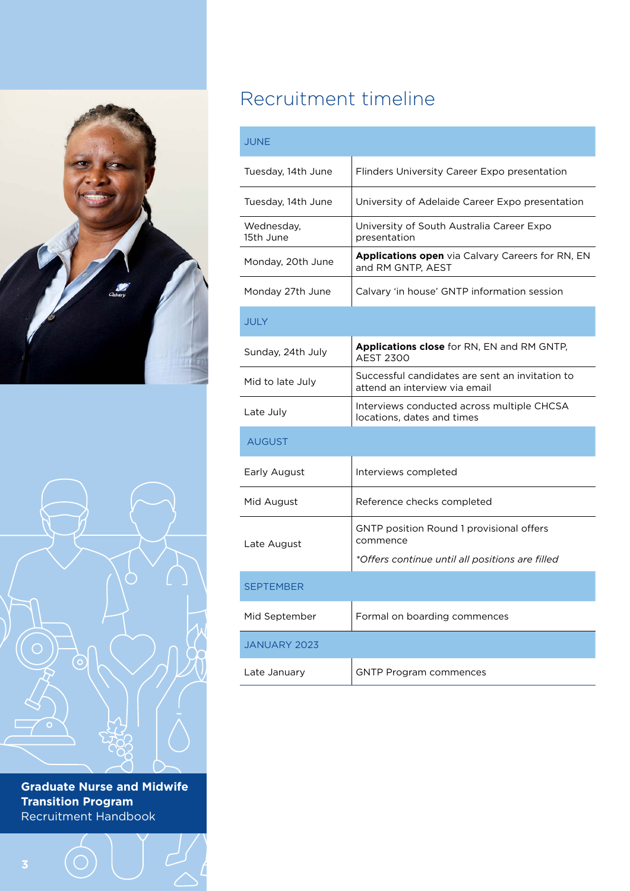## Recruitment timeline

| JUNE | |
|---|---|
| Tuesday, 14th June | Flinders University Career Expo presentation |
| Tuesday, 14th June | University of Adelaide Career Expo presentation |
| Wednesday, 15th June | University of South Australia Career Expo presentation |
| Monday, 20th June | **Applications open** via Calvary Careers for RN, EN and RM GNTP, AEST |
| Monday 27th June | Calvary 'in house' GNTP information session |
| **JULY** | |
| Sunday, 24th July | **Applications close** for RN, EN and RM GNTP, AEST 2300 |
| Mid to late July | Successful candidates are sent an invitation to attend an interview via email |
| Late July | Interviews conducted across multiple CHCSA locations, dates and times |
| **AUGUST** | |
| Early August | Interviews completed |
| Mid August | Reference checks completed |
| Late August | GNTP position Round 1 provisional offers commence<br><br>*\*Offers continue until all positions are filled* |
| **SEPTEMBER** | |
| Mid September | Formal on boarding commences |
| **JANUARY 2023** | |
| Late January | GNTP Program commences |

**Graduate Nurse and Midwife Transition Program**
Recruitment Handbook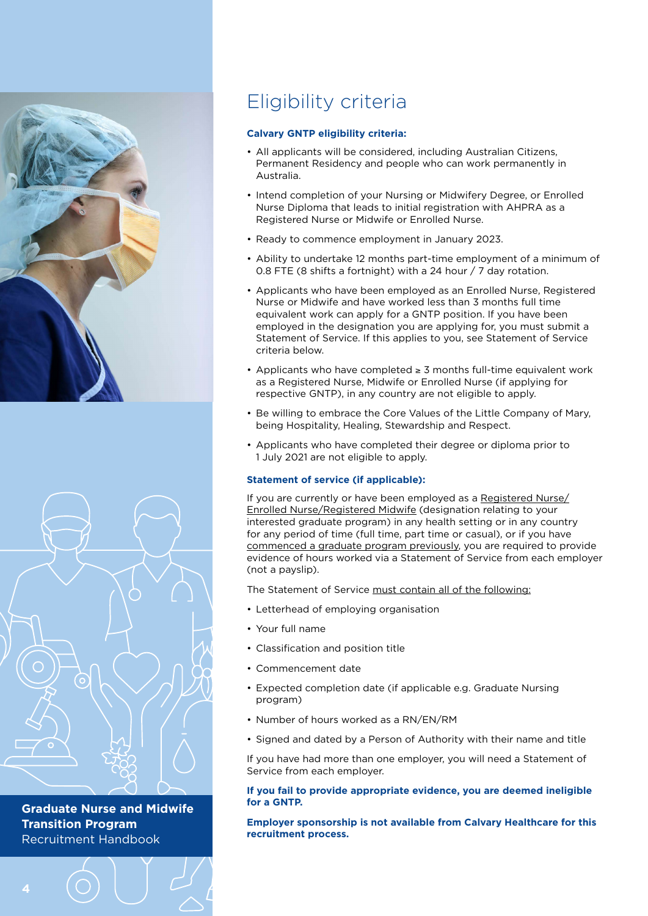# Eligibility criteria

**Calvary GNTP eligibility criteria:**

- All applicants will be considered, including Australian Citizens, Permanent Residency and people who can work permanently in Australia.
- Intend completion of your Nursing or Midwifery Degree, or Enrolled Nurse Diploma that leads to initial registration with AHPRA as a Registered Nurse or Midwife or Enrolled Nurse.
- Ready to commence employment in January 2023.
- Ability to undertake 12 months part-time employment of a minimum of 0.8 FTE (8 shifts a fortnight) with a 24 hour / 7 day rotation.
- Applicants who have been employed as an Enrolled Nurse, Registered Nurse or Midwife and have worked less than 3 months full time equivalent work can apply for a GNTP position. If you have been employed in the designation you are applying for, you must submit a Statement of Service. If this applies to you, see Statement of Service criteria below.
- Applicants who have completed ≥ 3 months full-time equivalent work as a Registered Nurse, Midwife or Enrolled Nurse (if applying for respective GNTP), in any country are not eligible to apply.
- Be willing to embrace the Core Values of the Little Company of Mary, being Hospitality, Healing, Stewardship and Respect.
- Applicants who have completed their degree or diploma prior to 1 July 2021 are not eligible to apply.

**Statement of service (if applicable):**

If you are currently or have been employed as a Registered Nurse/ Enrolled Nurse/Registered Midwife (designation relating to your interested graduate program) in any health setting or in any country for any period of time (full time, part time or casual), or if you have commenced a graduate program previously, you are required to provide evidence of hours worked via a Statement of Service from each employer (not a payslip).

The Statement of Service must contain all of the following:

- Letterhead of employing organisation
- Your full name
- Classification and position title
- Commencement date
- Expected completion date (if applicable e.g. Graduate Nursing program)
- Number of hours worked as a RN/EN/RM
- Signed and dated by a Person of Authority with their name and title

If you have had more than one employer, you will need a Statement of Service from each employer.

**If you fail to provide appropriate evidence, you are deemed ineligible for a GNTP.**

**Employer sponsorship is not available from Calvary Healthcare for this recruitment process.**

**Graduate Nurse and Midwife Transition Program**
Recruitment Handbook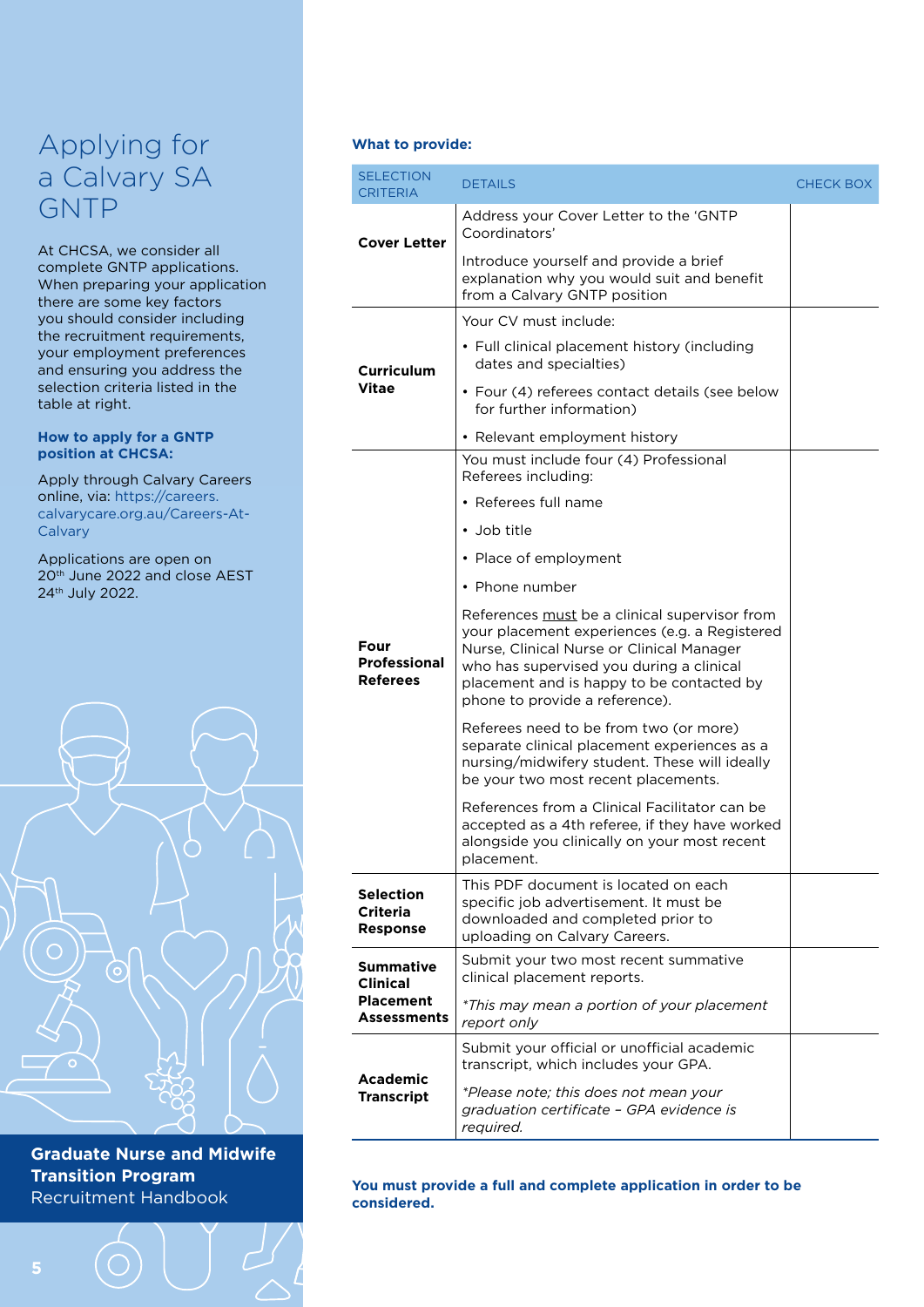# Applying for a Calvary SA GNTP

At CHCSA, we consider all complete GNTP applications. When preparing your application there are some key factors you should consider including the recruitment requirements, your employment preferences and ensuring you address the selection criteria listed in the table at right.

**How to apply for a GNTP position at CHCSA:**

Apply through Calvary Careers online, via: https://careers.calvarycare.org.au/Careers-At-Calvary

Applications are open on 20th June 2022 and close AEST 24th July 2022.

**What to provide:**

| SELECTION CRITERIA | DETAILS | CHECK BOX |
|---|---|---|
| **Cover Letter** | Address your Cover Letter to the 'GNTP Coordinators'<br><br>Introduce yourself and provide a brief explanation why you would suit and benefit from a Calvary GNTP position | |
| **Curriculum Vitae** | Your CV must include:<br>• Full clinical placement history (including dates and specialties)<br>• Four (4) referees contact details (see below for further information)<br>• Relevant employment history | |
| **Four Professional Referees** | You must include four (4) Professional Referees including:<br>• Referees full name<br>• Job title<br>• Place of employment<br>• Phone number<br><br>References must be a clinical supervisor from your placement experiences (e.g. a Registered Nurse, Clinical Nurse or Clinical Manager who has supervised you during a clinical placement and is happy to be contacted by phone to provide a reference).<br><br>Referees need to be from two (or more) separate clinical placement experiences as a nursing/midwifery student. These will ideally be your two most recent placements.<br><br>References from a Clinical Facilitator can be accepted as a 4th referee, if they have worked alongside you clinically on your most recent placement. | |
| **Selection Criteria Response** | This PDF document is located on each specific job advertisement. It must be downloaded and completed prior to uploading on Calvary Careers. | |
| **Summative Clinical Placement Assessments** | Submit your two most recent summative clinical placement reports.<br><br>*This may mean a portion of your placement report only* | |
| **Academic Transcript** | Submit your official or unofficial academic transcript, which includes your GPA.<br><br>*Please note; this does not mean your graduation certificate – GPA evidence is required.* | |

**You must provide a full and complete application in order to be considered.**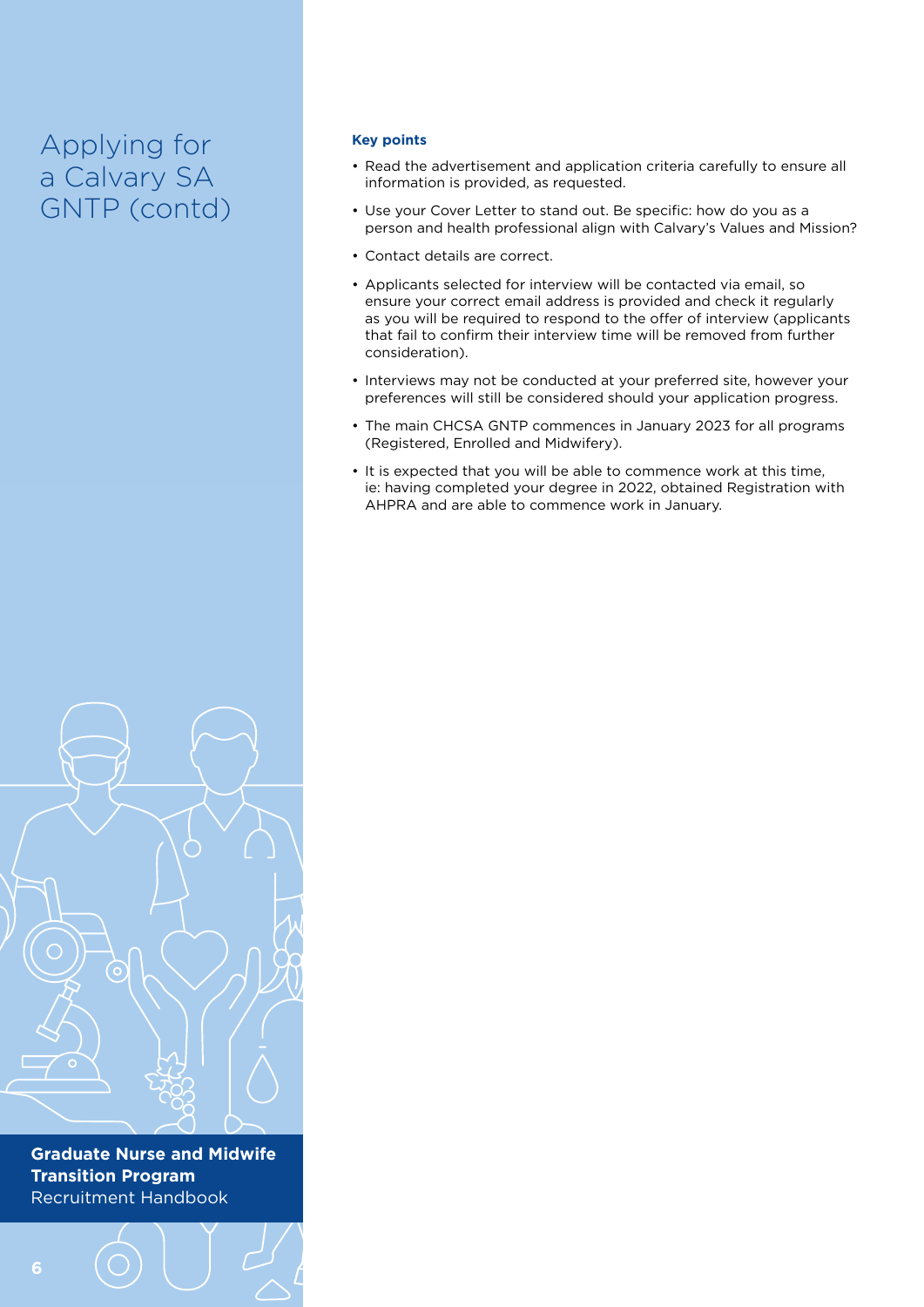# Applying for a Calvary SA GNTP (contd)

**Key points**

- Read the advertisement and application criteria carefully to ensure all information is provided, as requested.
- Use your Cover Letter to stand out. Be specific: how do you as a person and health professional align with Calvary's Values and Mission?
- Contact details are correct.
- Applicants selected for interview will be contacted via email, so ensure your correct email address is provided and check it regularly as you will be required to respond to the offer of interview (applicants that fail to confirm their interview time will be removed from further consideration).
- Interviews may not be conducted at your preferred site, however your preferences will still be considered should your application progress.
- The main CHCSA GNTP commences in January 2023 for all programs (Registered, Enrolled and Midwifery).
- It is expected that you will be able to commence work at this time, ie: having completed your degree in 2022, obtained Registration with AHPRA and are able to commence work in January.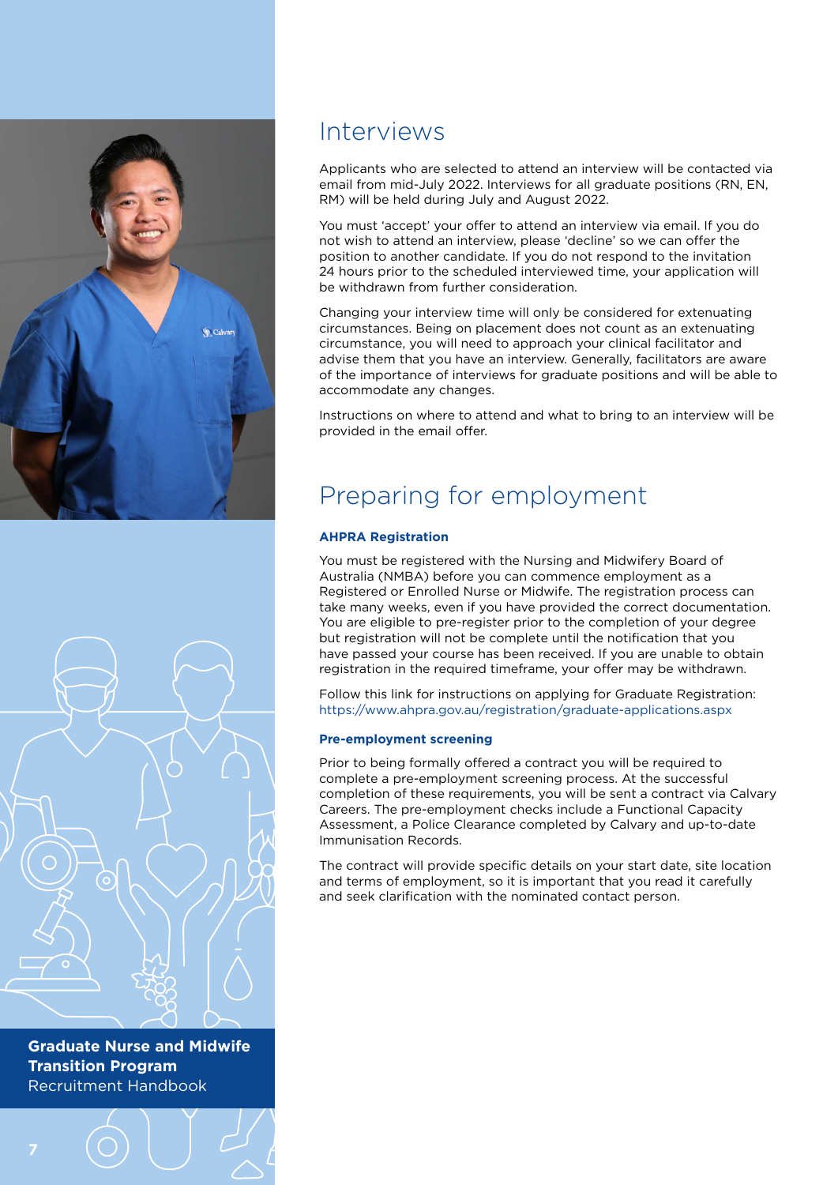## Interviews

Applicants who are selected to attend an interview will be contacted via email from mid-July 2022. Interviews for all graduate positions (RN, EN, RM) will be held during July and August 2022.

You must 'accept' your offer to attend an interview via email. If you do not wish to attend an interview, please 'decline' so we can offer the position to another candidate. If you do not respond to the invitation 24 hours prior to the scheduled interviewed time, your application will be withdrawn from further consideration.

Changing your interview time will only be considered for extenuating circumstances. Being on placement does not count as an extenuating circumstance, you will need to approach your clinical facilitator and advise them that you have an interview. Generally, facilitators are aware of the importance of interviews for graduate positions and will be able to accommodate any changes.

Instructions on where to attend and what to bring to an interview will be provided in the email offer.

## Preparing for employment

### AHPRA Registration

You must be registered with the Nursing and Midwifery Board of Australia (NMBA) before you can commence employment as a Registered or Enrolled Nurse or Midwife. The registration process can take many weeks, even if you have provided the correct documentation. You are eligible to pre-register prior to the completion of your degree but registration will not be complete until the notification that you have passed your course has been received. If you are unable to obtain registration in the required timeframe, your offer may be withdrawn.

Follow this link for instructions on applying for Graduate Registration: https://www.ahpra.gov.au/registration/graduate-applications.aspx

### Pre-employment screening

Prior to being formally offered a contract you will be required to complete a pre-employment screening process. At the successful completion of these requirements, you will be sent a contract via Calvary Careers. The pre-employment checks include a Functional Capacity Assessment, a Police Clearance completed by Calvary and up-to-date Immunisation Records.

The contract will provide specific details on your start date, site location and terms of employment, so it is important that you read it carefully and seek clarification with the nominated contact person.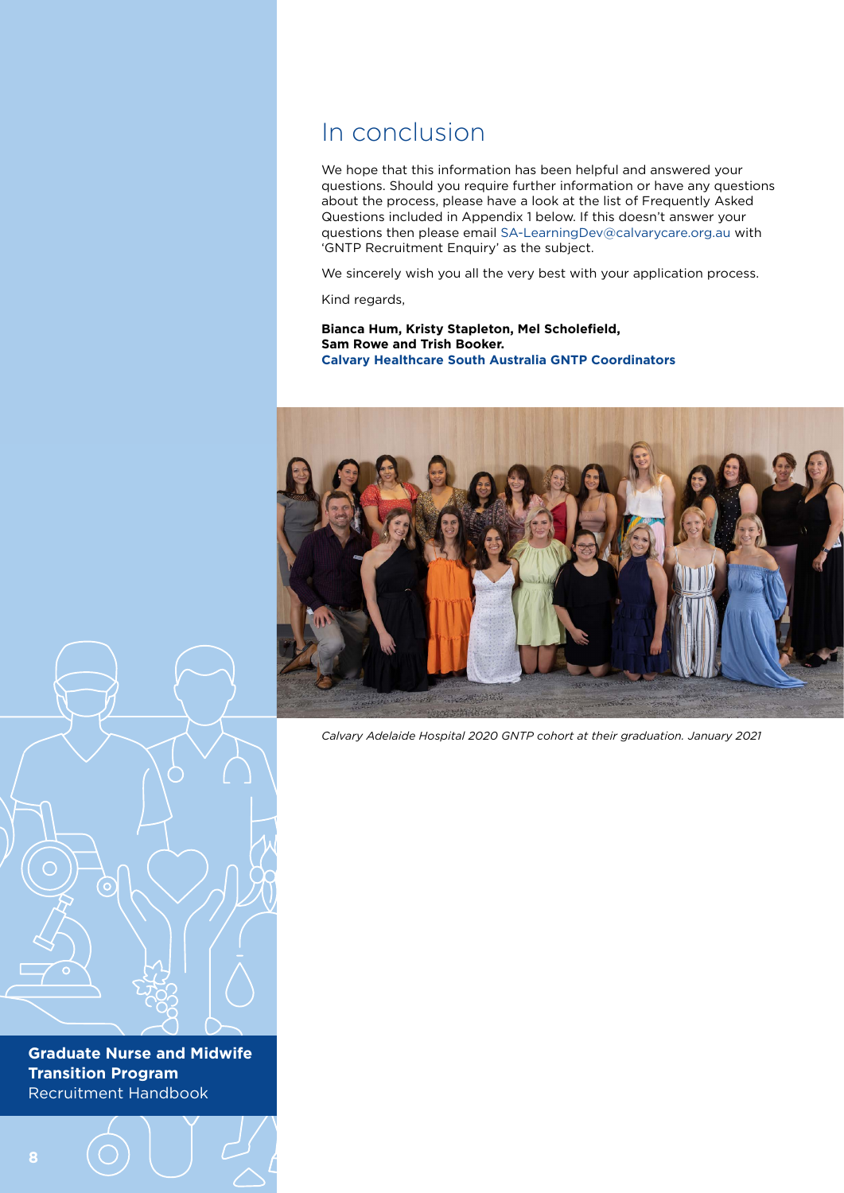# In conclusion

We hope that this information has been helpful and answered your questions. Should you require further information or have any questions about the process, please have a look at the list of Frequently Asked Questions included in Appendix 1 below. If this doesn't answer your questions then please email SA-LearningDev@calvarycare.org.au with 'GNTP Recruitment Enquiry' as the subject.

We sincerely wish you all the very best with your application process.

Kind regards,

**Bianca Hum, Kristy Stapleton, Mel Scholefield,**
**Sam Rowe and Trish Booker.**
**Calvary Healthcare South Australia GNTP Coordinators**

*Calvary Adelaide Hospital 2020 GNTP cohort at their graduation. January 2021*

**Graduate Nurse and Midwife Transition Program**
Recruitment Handbook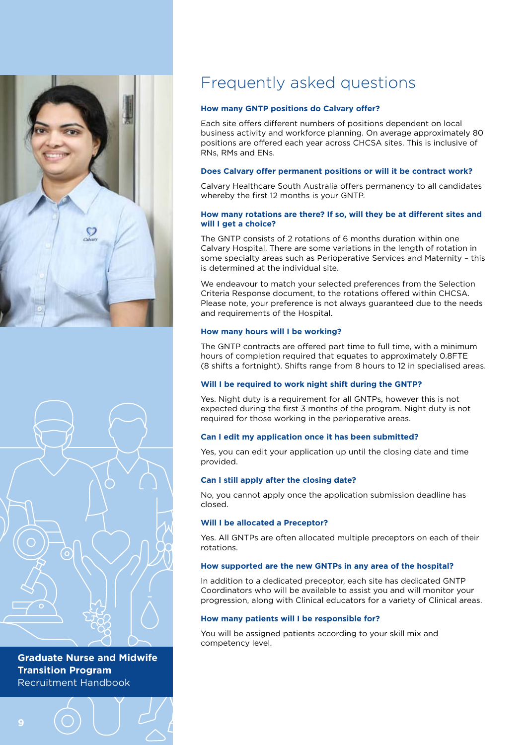# Frequently asked questions

### How many GNTP positions do Calvary offer?

Each site offers different numbers of positions dependent on local business activity and workforce planning. On average approximately 80 positions are offered each year across CHCSA sites. This is inclusive of RNs, RMs and ENs.

### Does Calvary offer permanent positions or will it be contract work?

Calvary Healthcare South Australia offers permanency to all candidates whereby the first 12 months is your GNTP.

### How many rotations are there? If so, will they be at different sites and will I get a choice?

The GNTP consists of 2 rotations of 6 months duration within one Calvary Hospital. There are some variations in the length of rotation in some specialty areas such as Perioperative Services and Maternity – this is determined at the individual site.

We endeavour to match your selected preferences from the Selection Criteria Response document, to the rotations offered within CHCSA. Please note, your preference is not always guaranteed due to the needs and requirements of the Hospital.

### How many hours will I be working?

The GNTP contracts are offered part time to full time, with a minimum hours of completion required that equates to approximately 0.8FTE (8 shifts a fortnight). Shifts range from 8 hours to 12 in specialised areas.

### Will I be required to work night shift during the GNTP?

Yes. Night duty is a requirement for all GNTPs, however this is not expected during the first 3 months of the program. Night duty is not required for those working in the perioperative areas.

### Can I edit my application once it has been submitted?

Yes, you can edit your application up until the closing date and time provided.

### Can I still apply after the closing date?

No, you cannot apply once the application submission deadline has closed.

### Will I be allocated a Preceptor?

Yes. All GNTPs are often allocated multiple preceptors on each of their rotations.

### How supported are the new GNTPs in any area of the hospital?

In addition to a dedicated preceptor, each site has dedicated GNTP Coordinators who will be available to assist you and will monitor your progression, along with Clinical educators for a variety of Clinical areas.

### How many patients will I be responsible for?

You will be assigned patients according to your skill mix and competency level.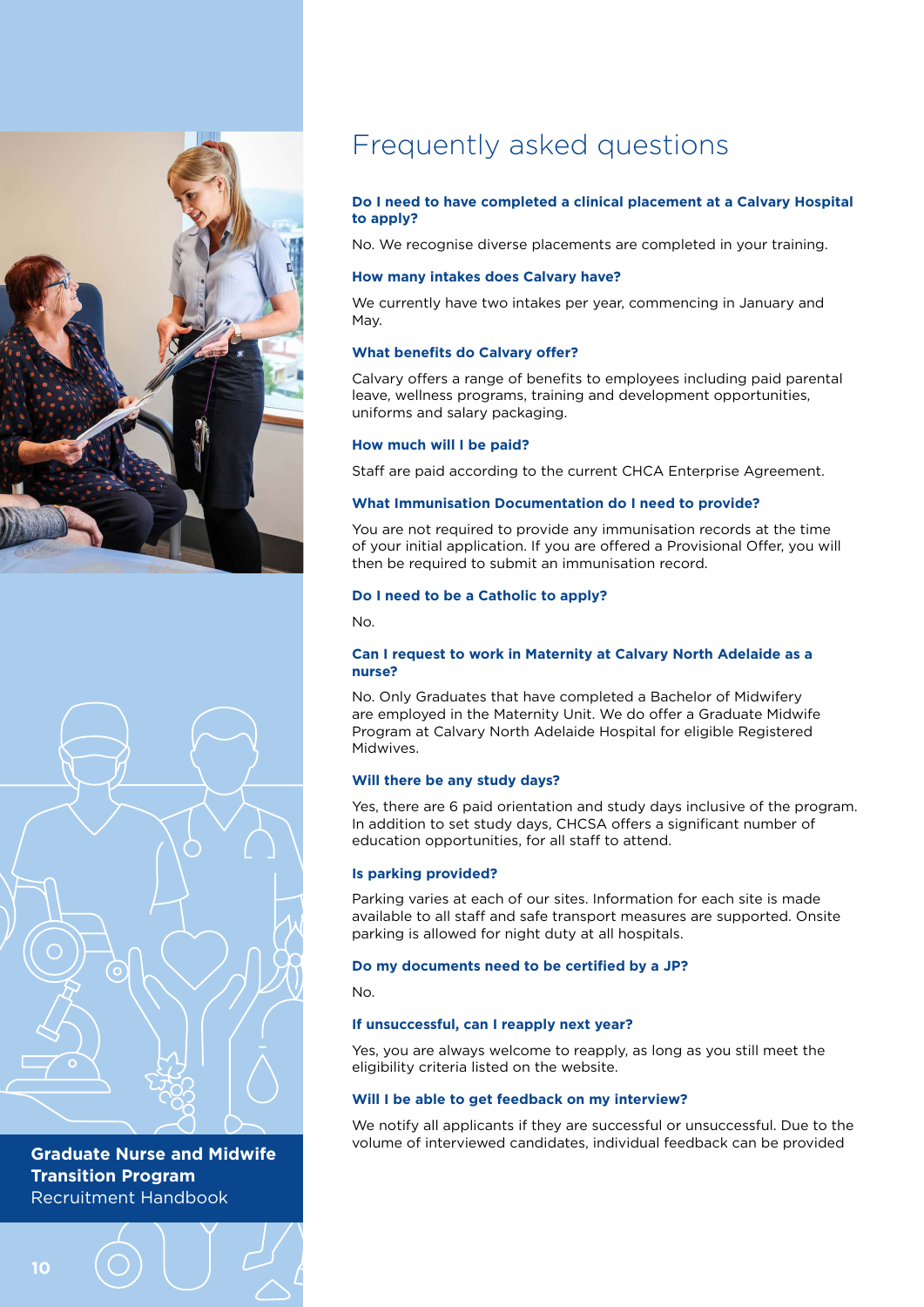# Frequently asked questions

**Do I need to have completed a clinical placement at a Calvary Hospital to apply?**

No. We recognise diverse placements are completed in your training.

**How many intakes does Calvary have?**

We currently have two intakes per year, commencing in January and May.

**What benefits do Calvary offer?**

Calvary offers a range of benefits to employees including paid parental leave, wellness programs, training and development opportunities, uniforms and salary packaging.

**How much will I be paid?**

Staff are paid according to the current CHCA Enterprise Agreement.

**What Immunisation Documentation do I need to provide?**

You are not required to provide any immunisation records at the time of your initial application. If you are offered a Provisional Offer, you will then be required to submit an immunisation record.

**Do I need to be a Catholic to apply?**

No.

**Can I request to work in Maternity at Calvary North Adelaide as a nurse?**

No. Only Graduates that have completed a Bachelor of Midwifery are employed in the Maternity Unit. We do offer a Graduate Midwife Program at Calvary North Adelaide Hospital for eligible Registered Midwives.

**Will there be any study days?**

Yes, there are 6 paid orientation and study days inclusive of the program. In addition to set study days, CHCSA offers a significant number of education opportunities, for all staff to attend.

**Is parking provided?**

Parking varies at each of our sites. Information for each site is made available to all staff and safe transport measures are supported. Onsite parking is allowed for night duty at all hospitals.

**Do my documents need to be certified by a JP?**

No.

**If unsuccessful, can I reapply next year?**

Yes, you are always welcome to reapply, as long as you still meet the eligibility criteria listed on the website.

**Will I be able to get feedback on my interview?**

We notify all applicants if they are successful or unsuccessful. Due to the volume of interviewed candidates, individual feedback can be provided

**Graduate Nurse and Midwife Transition Program**
Recruitment Handbook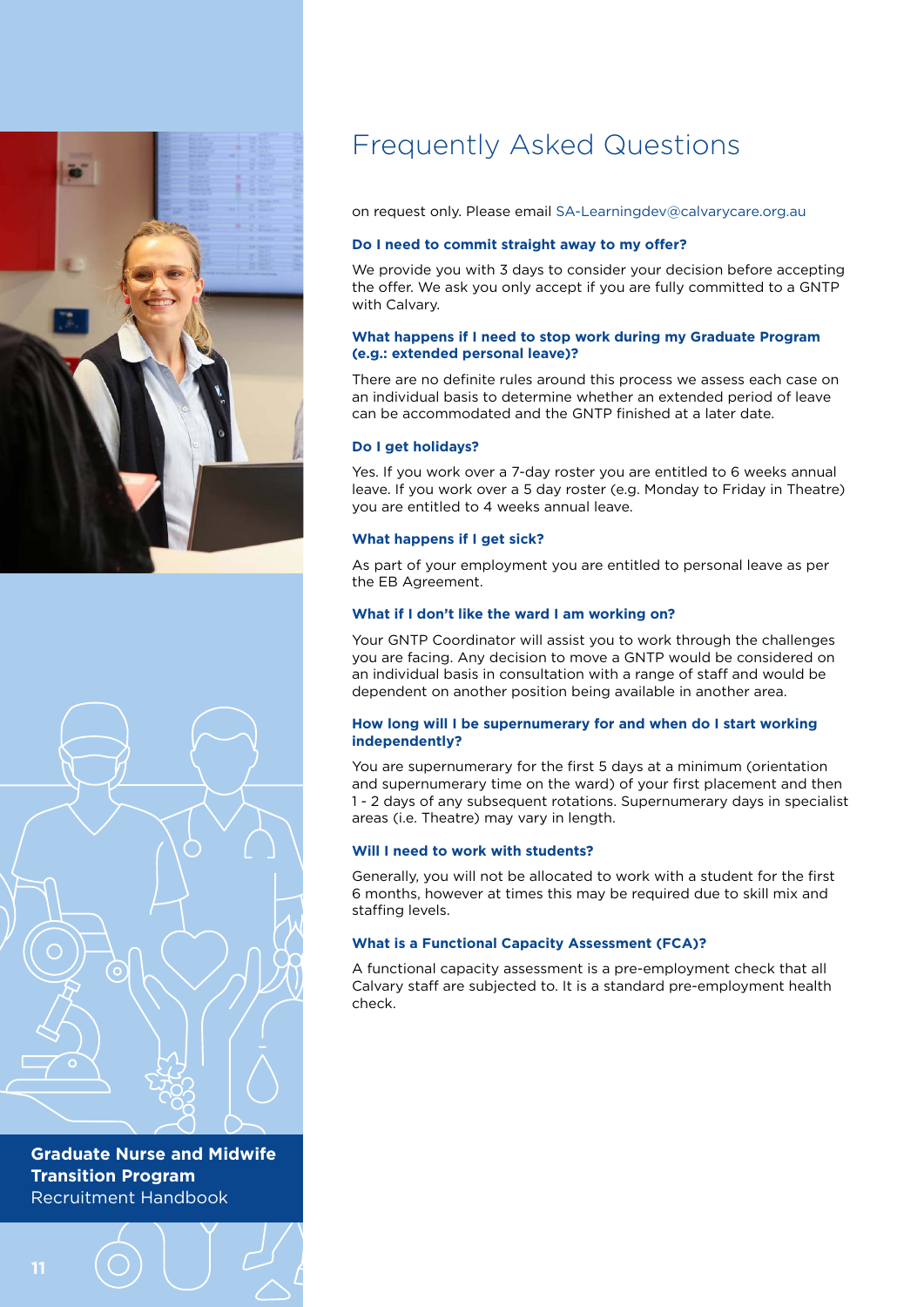# Frequently Asked Questions

on request only. Please email SA-Learningdev@calvarycare.org.au

### Do I need to commit straight away to my offer?

We provide you with 3 days to consider your decision before accepting the offer. We ask you only accept if you are fully committed to a GNTP with Calvary.

### What happens if I need to stop work during my Graduate Program (e.g.: extended personal leave)?

There are no definite rules around this process we assess each case on an individual basis to determine whether an extended period of leave can be accommodated and the GNTP finished at a later date.

### Do I get holidays?

Yes. If you work over a 7-day roster you are entitled to 6 weeks annual leave. If you work over a 5 day roster (e.g. Monday to Friday in Theatre) you are entitled to 4 weeks annual leave.

### What happens if I get sick?

As part of your employment you are entitled to personal leave as per the EB Agreement.

### What if I don't like the ward I am working on?

Your GNTP Coordinator will assist you to work through the challenges you are facing. Any decision to move a GNTP would be considered on an individual basis in consultation with a range of staff and would be dependent on another position being available in another area.

### How long will I be supernumerary for and when do I start working independently?

You are supernumerary for the first 5 days at a minimum (orientation and supernumerary time on the ward) of your first placement and then 1 - 2 days of any subsequent rotations. Supernumerary days in specialist areas (i.e. Theatre) may vary in length.

### Will I need to work with students?

Generally, you will not be allocated to work with a student for the first 6 months, however at times this may be required due to skill mix and staffing levels.

### What is a Functional Capacity Assessment (FCA)?

A functional capacity assessment is a pre-employment check that all Calvary staff are subjected to. It is a standard pre-employment health check.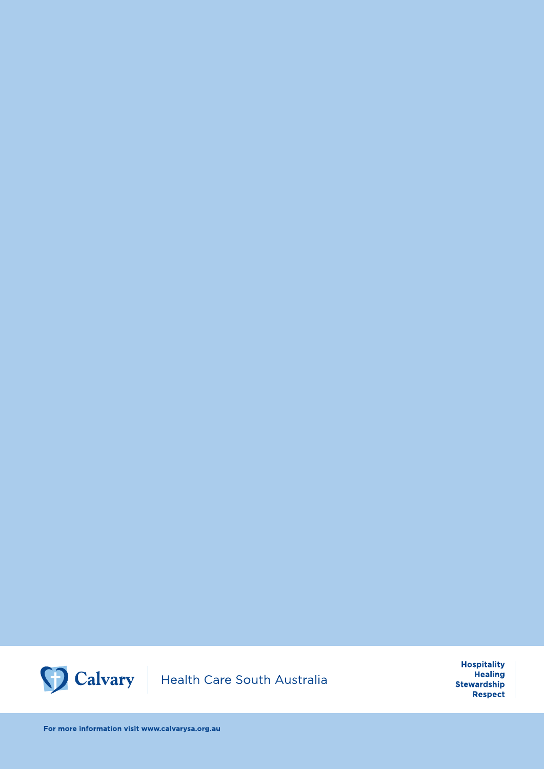Calvary | Health Care South Australia

Hospitality
Healing
Stewardship
Respect

For more information visit www.calvarysa.org.au